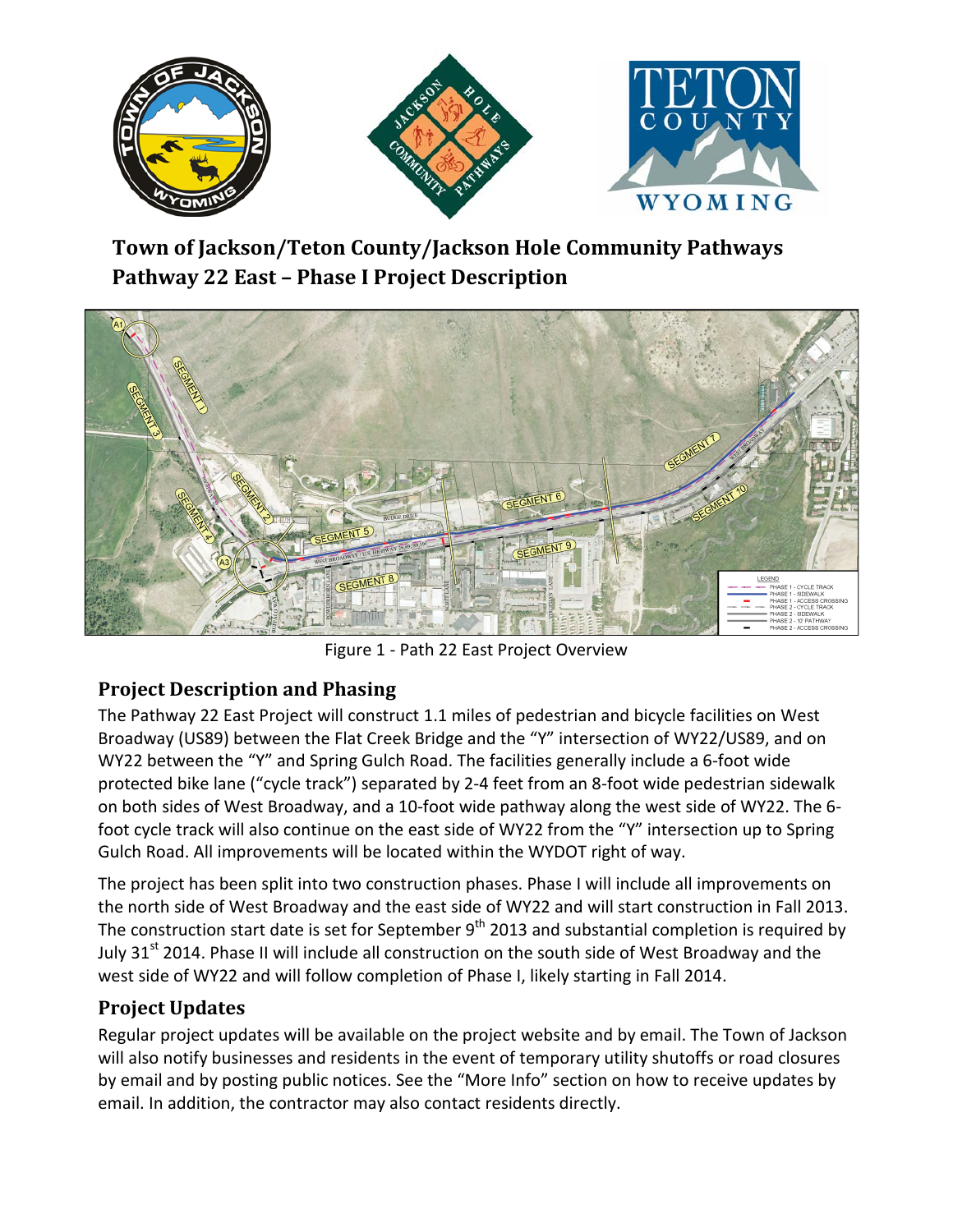# Town of Jackson/Teton County/Jackson Hole Community Pathways
# Pathway 22 East – Phase I Project Description

Figure 1 - Path 22 East Project Overview

## Project Description and Phasing

The Pathway 22 East Project will construct 1.1 miles of pedestrian and bicycle facilities on West Broadway (US89) between the Flat Creek Bridge and the "Y" intersection of WY22/US89, and on WY22 between the "Y" and Spring Gulch Road. The facilities generally include a 6-foot wide protected bike lane ("cycle track") separated by 2-4 feet from an 8-foot wide pedestrian sidewalk on both sides of West Broadway, and a 10-foot wide pathway along the west side of WY22. The 6-foot cycle track will also continue on the east side of WY22 from the "Y" intersection up to Spring Gulch Road. All improvements will be located within the WYDOT right of way.

The project has been split into two construction phases. Phase I will include all improvements on the north side of West Broadway and the east side of WY22 and will start construction in Fall 2013. The construction start date is set for September 9th 2013 and substantial completion is required by July 31st 2014. Phase II will include all construction on the south side of West Broadway and the west side of WY22 and will follow completion of Phase I, likely starting in Fall 2014.

## Project Updates

Regular project updates will be available on the project website and by email. The Town of Jackson will also notify businesses and residents in the event of temporary utility shutoffs or road closures by email and by posting public notices. See the "More Info" section on how to receive updates by email. In addition, the contractor may also contact residents directly.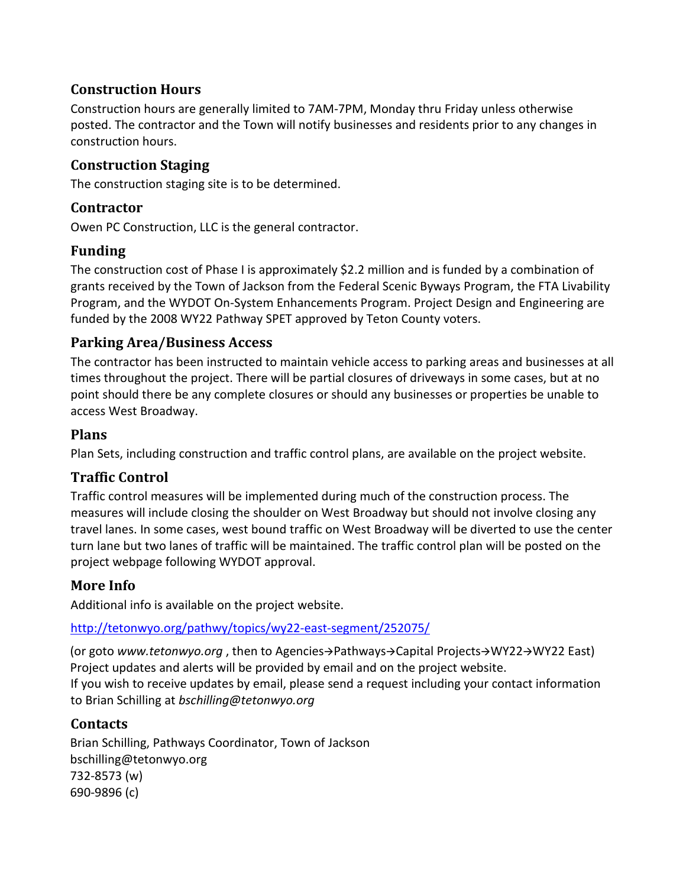## Construction Hours

Construction hours are generally limited to 7AM-7PM, Monday thru Friday unless otherwise posted. The contractor and the Town will notify businesses and residents prior to any changes in construction hours.

## Construction Staging

The construction staging site is to be determined.

## Contractor

Owen PC Construction, LLC is the general contractor.

## Funding

The construction cost of Phase I is approximately $2.2 million and is funded by a combination of grants received by the Town of Jackson from the Federal Scenic Byways Program, the FTA Livability Program, and the WYDOT On-System Enhancements Program. Project Design and Engineering are funded by the 2008 WY22 Pathway SPET approved by Teton County voters.

## Parking Area/Business Access

The contractor has been instructed to maintain vehicle access to parking areas and businesses at all times throughout the project. There will be partial closures of driveways in some cases, but at no point should there be any complete closures or should any businesses or properties be unable to access West Broadway.

## Plans

Plan Sets, including construction and traffic control plans, are available on the project website.

## Traffic Control

Traffic control measures will be implemented during much of the construction process. The measures will include closing the shoulder on West Broadway but should not involve closing any travel lanes. In some cases, west bound traffic on West Broadway will be diverted to use the center turn lane but two lanes of traffic will be maintained. The traffic control plan will be posted on the project webpage following WYDOT approval.

## More Info

Additional info is available on the project website.

http://tetonwyo.org/pathwy/topics/wy22-east-segment/252075/

(or goto *www.tetonwyo.org* , then to Agencies→Pathways→Capital Projects→WY22→WY22 East)
Project updates and alerts will be provided by email and on the project website.
If you wish to receive updates by email, please send a request including your contact information to Brian Schilling at *bschilling@tetonwyo.org*

## Contacts

Brian Schilling, Pathways Coordinator, Town of Jackson
bschilling@tetonwyo.org
732-8573 (w)
690-9896 (c)